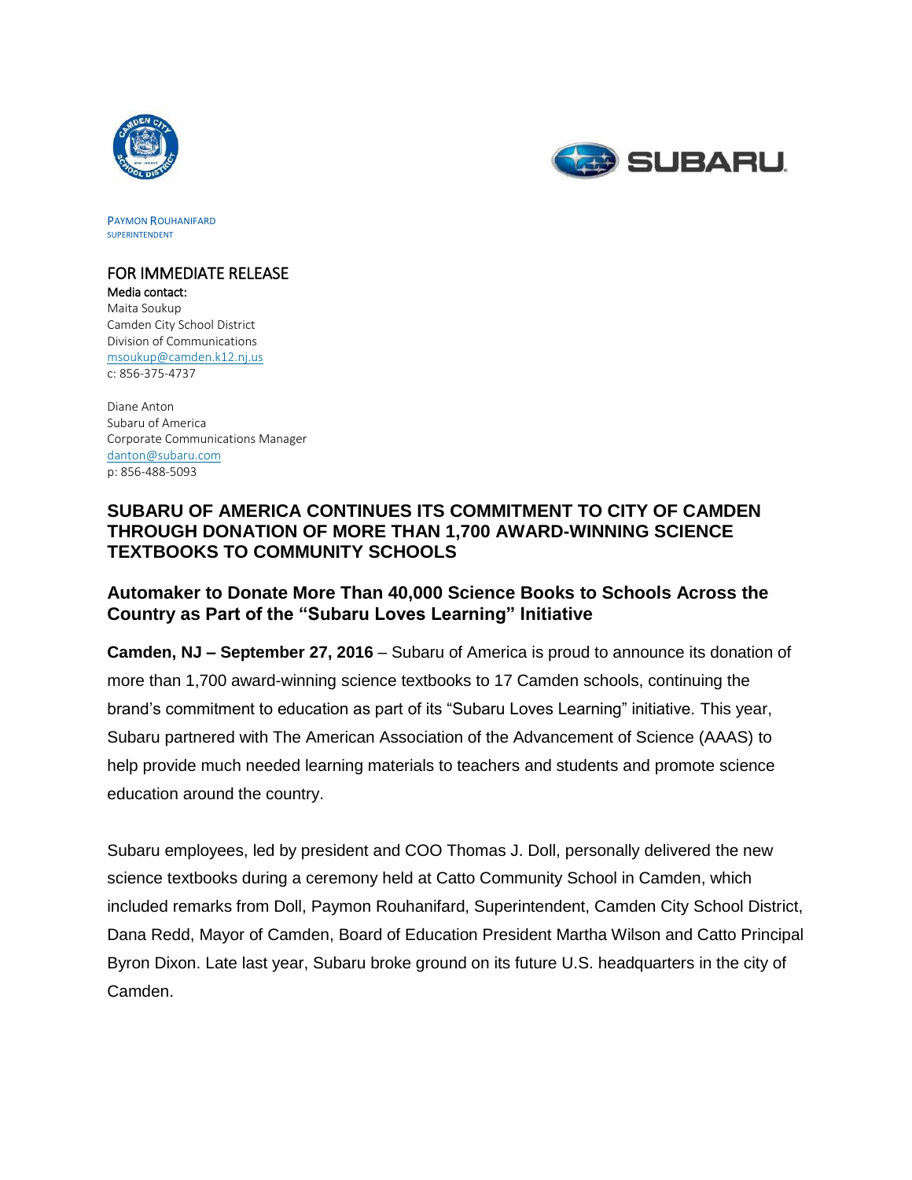PAYMON ROUHANIFARD
SUPERINTENDENT

FOR IMMEDIATE RELEASE

**Media contact:**
Maita Soukup
Camden City School District
Division of Communications
msoukup@camden.k12.nj.us
c: 856-375-4737

Diane Anton
Subaru of America
Corporate Communications Manager
danton@subaru.com
p: 856-488-5093

## SUBARU OF AMERICA CONTINUES ITS COMMITMENT TO CITY OF CAMDEN THROUGH DONATION OF MORE THAN 1,700 AWARD-WINNING SCIENCE TEXTBOOKS TO COMMUNITY SCHOOLS

### Automaker to Donate More Than 40,000 Science Books to Schools Across the Country as Part of the "Subaru Loves Learning" Initiative

**Camden, NJ – September 27, 2016** – Subaru of America is proud to announce its donation of more than 1,700 award-winning science textbooks to 17 Camden schools, continuing the brand's commitment to education as part of its "Subaru Loves Learning" initiative. This year, Subaru partnered with The American Association of the Advancement of Science (AAAS) to help provide much needed learning materials to teachers and students and promote science education around the country.

Subaru employees, led by president and COO Thomas J. Doll, personally delivered the new science textbooks during a ceremony held at Catto Community School in Camden, which included remarks from Doll, Paymon Rouhanifard, Superintendent, Camden City School District, Dana Redd, Mayor of Camden, Board of Education President Martha Wilson and Catto Principal Byron Dixon. Late last year, Subaru broke ground on its future U.S. headquarters in the city of Camden.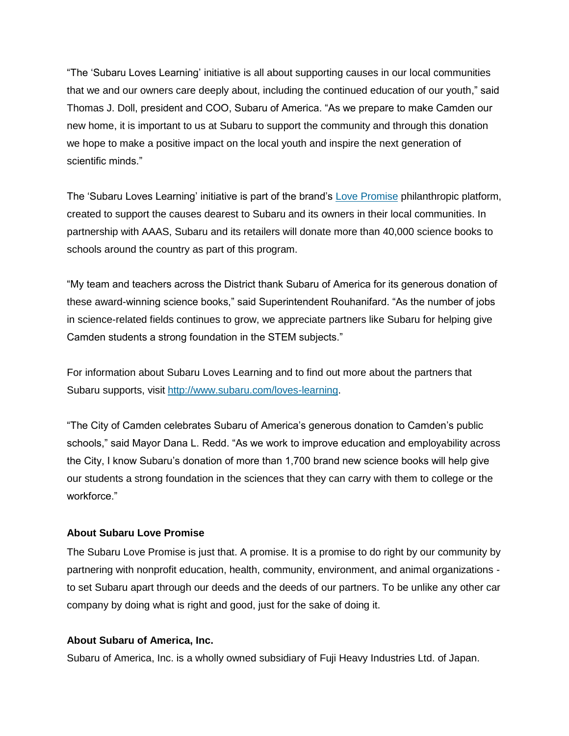"The 'Subaru Loves Learning' initiative is all about supporting causes in our local communities that we and our owners care deeply about, including the continued education of our youth," said Thomas J. Doll, president and COO, Subaru of America. "As we prepare to make Camden our new home, it is important to us at Subaru to support the community and through this donation we hope to make a positive impact on the local youth and inspire the next generation of scientific minds."

The 'Subaru Loves Learning' initiative is part of the brand's Love Promise philanthropic platform, created to support the causes dearest to Subaru and its owners in their local communities. In partnership with AAAS, Subaru and its retailers will donate more than 40,000 science books to schools around the country as part of this program.

"My team and teachers across the District thank Subaru of America for its generous donation of these award-winning science books," said Superintendent Rouhanifard. "As the number of jobs in science-related fields continues to grow, we appreciate partners like Subaru for helping give Camden students a strong foundation in the STEM subjects."

For information about Subaru Loves Learning and to find out more about the partners that Subaru supports, visit http://www.subaru.com/loves-learning.

"The City of Camden celebrates Subaru of America's generous donation to Camden's public schools," said Mayor Dana L. Redd. "As we work to improve education and employability across the City, I know Subaru's donation of more than 1,700 brand new science books will help give our students a strong foundation in the sciences that they can carry with them to college or the workforce."

**About Subaru Love Promise**

The Subaru Love Promise is just that. A promise. It is a promise to do right by our community by partnering with nonprofit education, health, community, environment, and animal organizations - to set Subaru apart through our deeds and the deeds of our partners. To be unlike any other car company by doing what is right and good, just for the sake of doing it.

**About Subaru of America, Inc.**

Subaru of America, Inc. is a wholly owned subsidiary of Fuji Heavy Industries Ltd. of Japan.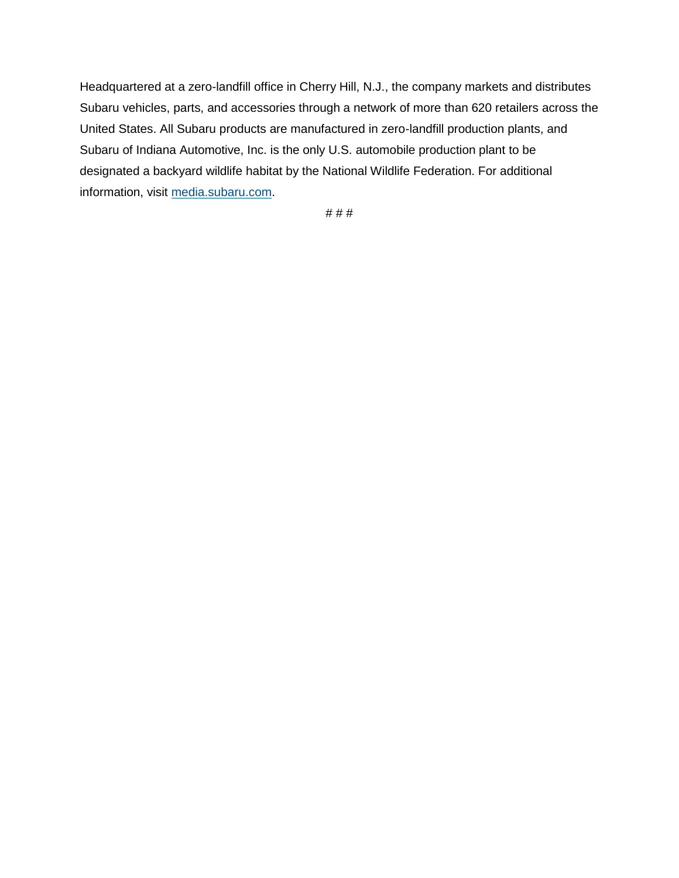Headquartered at a zero-landfill office in Cherry Hill, N.J., the company markets and distributes Subaru vehicles, parts, and accessories through a network of more than 620 retailers across the United States. All Subaru products are manufactured in zero-landfill production plants, and Subaru of Indiana Automotive, Inc. is the only U.S. automobile production plant to be designated a backyard wildlife habitat by the National Wildlife Federation. For additional information, visit [media.subaru.com](http://media.subaru.com).

# # #